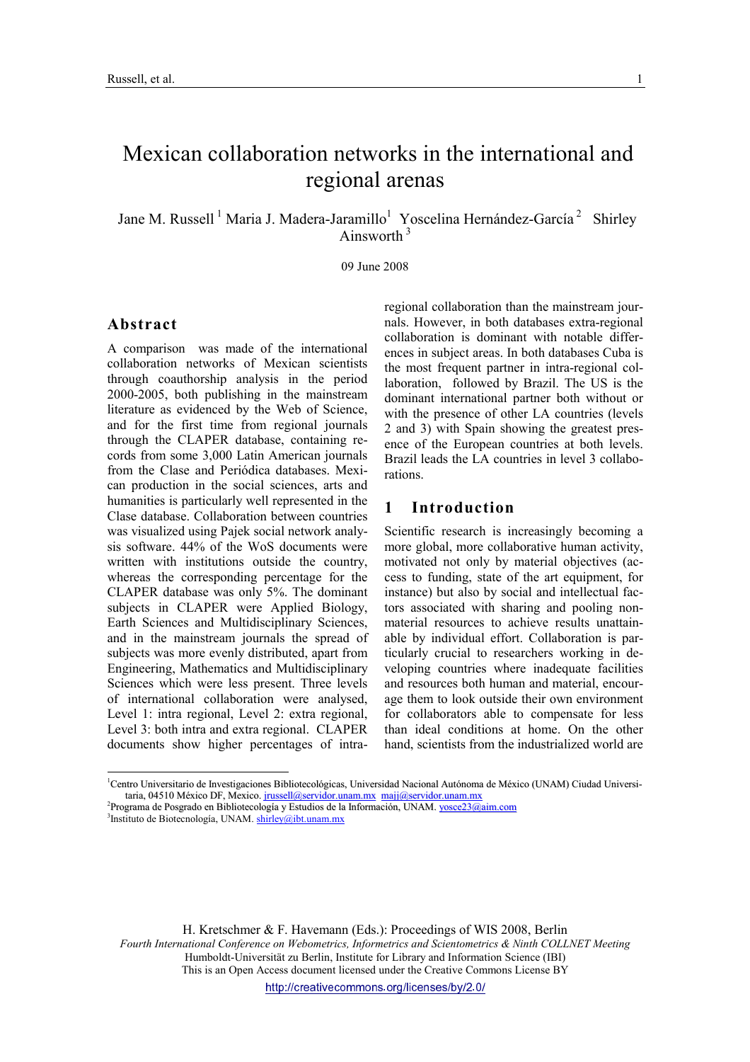# Mexican collaboration networks in the international and regional arenas

Jane M. Russell [1] Maria J. Madera-Jaramillo[1] Yoscelina Hernández-García [2] Shirley Ainsworth [3]

09 June 2008

## Abstract

A comparison was made of the international collaboration networks of Mexican scientists through coauthorship analysis in the period 2000-2005, both publishing in the mainstream literature as evidenced by the Web of Science, and for the first time from regional journals through the CLAPER database, containing records from some 3,000 Latin American journals from the Clase and Periódica databases. Mexican production in the social sciences, arts and humanities is particularly well represented in the Clase database. Collaboration between countries was visualized using Pajek social network analysis software. 44% of the WoS documents were written with institutions outside the country, whereas the corresponding percentage for the CLAPER database was only 5%. The dominant subjects in CLAPER were Applied Biology, Earth Sciences and Multidisciplinary Sciences, and in the mainstream journals the spread of subjects was more evenly distributed, apart from Engineering, Mathematics and Multidisciplinary Sciences which were less present. Three levels of international collaboration were analysed, Level 1: intra regional, Level 2: extra regional, Level 3: both intra and extra regional. CLAPER documents show higher percentages of intra-regional collaboration than the mainstream journals. However, in both databases extra-regional collaboration is dominant with notable differences in subject areas. In both databases Cuba is the most frequent partner in intra-regional collaboration, followed by Brazil. The US is the dominant international partner both without or with the presence of other LA countries (levels 2 and 3) with Spain showing the greatest presence of the European countries at both levels. Brazil leads the LA countries in level 3 collaborations.

## 1 Introduction

Scientific research is increasingly becoming a more global, more collaborative human activity, motivated not only by material objectives (access to funding, state of the art equipment, for instance) but also by social and intellectual factors associated with sharing and pooling non-material resources to achieve results unattainable by individual effort. Collaboration is particularly crucial to researchers working in developing countries where inadequate facilities and resources both human and material, encourage them to look outside their own environment for collaborators able to compensate for less than ideal conditions at home. On the other hand, scientists from the industrialized world are

---

[1] Centro Universitario de Investigaciones Bibliotecológicas, Universidad Nacional Autónoma de México (UNAM) Ciudad Universitaria, 04510 México DF, Mexico. jrussell@servidor.unam.mx majj@servidor.unam.mx

[2] Programa de Posgrado en Bibliotecología y Estudios de la Información, UNAM. yosce23@aim.com

[3] Instituto de Biotecnología, UNAM. shirley@ibt.unam.mx

H. Kretschmer & F. Havemann (Eds.): Proceedings of WIS 2008, Berlin
*Fourth International Conference on Webometrics, Informetrics and Scientometrics & Ninth COLLNET Meeting*
Humboldt-Universität zu Berlin, Institute for Library and Information Science (IBI)
This is an Open Access document licensed under the Creative Commons License BY
http://creativecommons.org/licenses/by/2.0/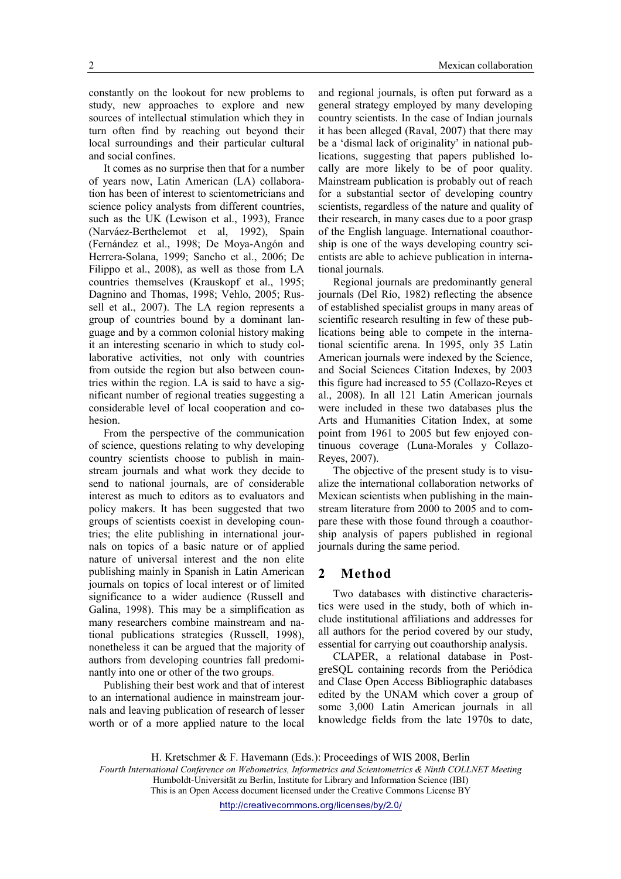constantly on the lookout for new problems to study, new approaches to explore and new sources of intellectual stimulation which they in turn often find by reaching out beyond their local surroundings and their particular cultural and social confines.

It comes as no surprise then that for a number of years now, Latin American (LA) collaboration has been of interest to scientometricians and science policy analysts from different countries, such as the UK (Lewison et al., 1993), France (Narváez-Berthelemot et al, 1992), Spain (Fernández et al., 1998; De Moya-Angón and Herrera-Solana, 1999; Sancho et al., 2006; De Filippo et al., 2008), as well as those from LA countries themselves (Krauskopf et al., 1995; Dagnino and Thomas, 1998; Vehlo, 2005; Russell et al., 2007). The LA region represents a group of countries bound by a dominant language and by a common colonial history making it an interesting scenario in which to study collaborative activities, not only with countries from outside the region but also between countries within the region. LA is said to have a significant number of regional treaties suggesting a considerable level of local cooperation and cohesion.

From the perspective of the communication of science, questions relating to why developing country scientists choose to publish in mainstream journals and what work they decide to send to national journals, are of considerable interest as much to editors as to evaluators and policy makers. It has been suggested that two groups of scientists coexist in developing countries; the elite publishing in international journals on topics of a basic nature or of applied nature of universal interest and the non elite publishing mainly in Spanish in Latin American journals on topics of local interest or of limited significance to a wider audience (Russell and Galina, 1998). This may be a simplification as many researchers combine mainstream and national publications strategies (Russell, 1998), nonetheless it can be argued that the majority of authors from developing countries fall predominantly into one or other of the two groups.

Publishing their best work and that of interest to an international audience in mainstream journals and leaving publication of research of lesser worth or of a more applied nature to the local and regional journals, is often put forward as a general strategy employed by many developing country scientists. In the case of Indian journals it has been alleged (Raval, 2007) that there may be a 'dismal lack of originality' in national publications, suggesting that papers published locally are more likely to be of poor quality. Mainstream publication is probably out of reach for a substantial sector of developing country scientists, regardless of the nature and quality of their research, in many cases due to a poor grasp of the English language. International coauthorship is one of the ways developing country scientists are able to achieve publication in international journals.

Regional journals are predominantly general journals (Del Río, 1982) reflecting the absence of established specialist groups in many areas of scientific research resulting in few of these publications being able to compete in the international scientific arena. In 1995, only 35 Latin American journals were indexed by the Science, and Social Sciences Citation Indexes, by 2003 this figure had increased to 55 (Collazo-Reyes et al., 2008). In all 121 Latin American journals were included in these two databases plus the Arts and Humanities Citation Index, at some point from 1961 to 2005 but few enjoyed continuous coverage (Luna-Morales y Collazo-Reyes, 2007).

The objective of the present study is to visualize the international collaboration networks of Mexican scientists when publishing in the mainstream literature from 2000 to 2005 and to compare these with those found through a coauthorship analysis of papers published in regional journals during the same period.

## 2 Method

Two databases with distinctive characteristics were used in the study, both of which include institutional affiliations and addresses for all authors for the period covered by our study, essential for carrying out coauthorship analysis.

CLAPER, a relational database in PostgreSQL containing records from the Periódica and Clase Open Access Bibliographic databases edited by the UNAM which cover a group of some 3,000 Latin American journals in all knowledge fields from the late 1970s to date,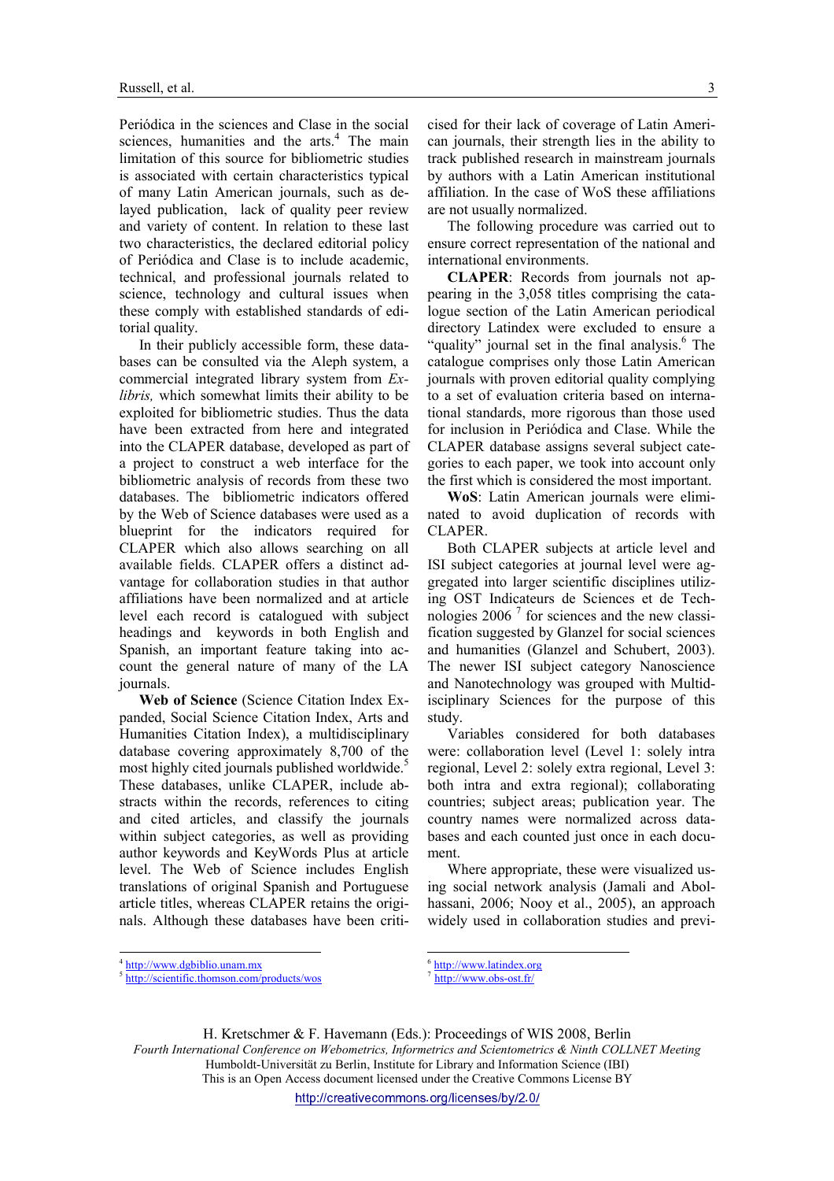Periódica in the sciences and Clase in the social sciences, humanities and the arts.[4] The main limitation of this source for bibliometric studies is associated with certain characteristics typical of many Latin American journals, such as delayed publication, lack of quality peer review and variety of content. In relation to these last two characteristics, the declared editorial policy of Periódica and Clase is to include academic, technical, and professional journals related to science, technology and cultural issues when these comply with established standards of editorial quality.

In their publicly accessible form, these databases can be consulted via the Aleph system, a commercial integrated library system from *Ex-libris,* which somewhat limits their ability to be exploited for bibliometric studies. Thus the data have been extracted from here and integrated into the CLAPER database, developed as part of a project to construct a web interface for the bibliometric analysis of records from these two databases. The bibliometric indicators offered by the Web of Science databases were used as a blueprint for the indicators required for CLAPER which also allows searching on all available fields. CLAPER offers a distinct advantage for collaboration studies in that author affiliations have been normalized and at article level each record is catalogued with subject headings and keywords in both English and Spanish, an important feature taking into account the general nature of many of the LA journals.

**Web of Science** (Science Citation Index Expanded, Social Science Citation Index, Arts and Humanities Citation Index), a multidisciplinary database covering approximately 8,700 of the most highly cited journals published worldwide.[5] These databases, unlike CLAPER, include abstracts within the records, references to citing and cited articles, and classify the journals within subject categories, as well as providing author keywords and KeyWords Plus at article level. The Web of Science includes English translations of original Spanish and Portuguese article titles, whereas CLAPER retains the originals. Although these databases have been criticised for their lack of coverage of Latin American journals, their strength lies in the ability to track published research in mainstream journals by authors with a Latin American institutional affiliation. In the case of WoS these affiliations are not usually normalized.

The following procedure was carried out to ensure correct representation of the national and international environments.

**CLAPER**: Records from journals not appearing in the 3,058 titles comprising the catalogue section of the Latin American periodical directory Latindex were excluded to ensure a "quality" journal set in the final analysis.[6] The catalogue comprises only those Latin American journals with proven editorial quality complying to a set of evaluation criteria based on international standards, more rigorous than those used for inclusion in Periódica and Clase. While the CLAPER database assigns several subject categories to each paper, we took into account only the first which is considered the most important.

**WoS**: Latin American journals were eliminated to avoid duplication of records with CLAPER.

Both CLAPER subjects at article level and ISI subject categories at journal level were aggregated into larger scientific disciplines utilizing OST Indicateurs de Sciences et de Technologies 2006 [7] for sciences and the new classification suggested by Glanzel for social sciences and humanities (Glanzel and Schubert, 2003). The newer ISI subject category Nanoscience and Nanotechnology was grouped with Multidisciplinary Sciences for the purpose of this study.

Variables considered for both databases were: collaboration level (Level 1: solely intra regional, Level 2: solely extra regional, Level 3: both intra and extra regional); collaborating countries; subject areas; publication year. The country names were normalized across databases and each counted just once in each document.

Where appropriate, these were visualized using social network analysis (Jamali and Abolhassani, 2006; Nooy et al., 2005), an approach widely used in collaboration studies and previ-

---

[4] http://www.dgbiblio.unam.mx

[5] http://scientific.thomson.com/products/wos

[6] http://www.latindex.org

[7] http://www.obs-ost.fr/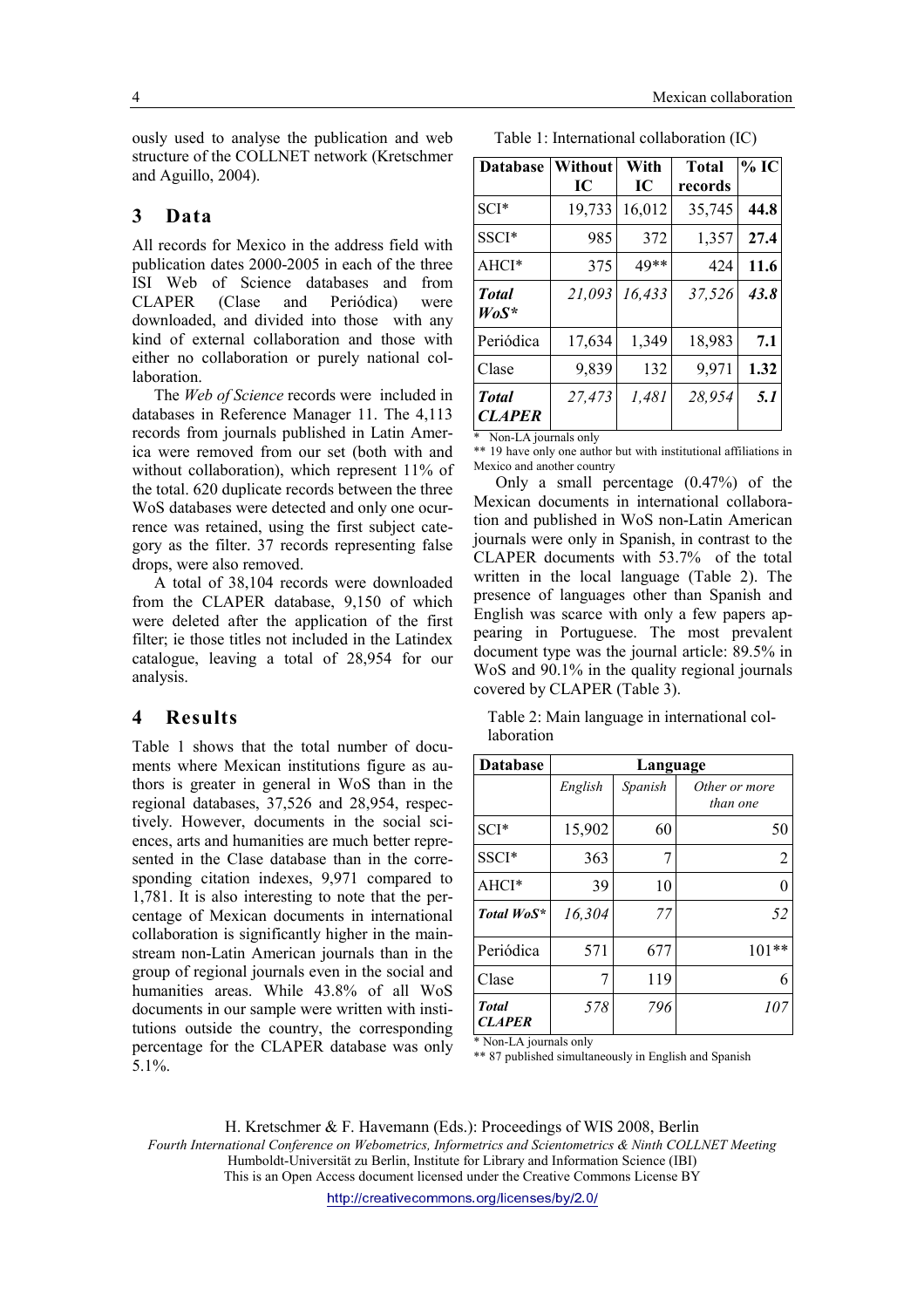ously used to analyse the publication and web structure of the COLLNET network (Kretschmer and Aguillo, 2004).

## 3 Data

All records for Mexico in the address field with publication dates 2000-2005 in each of the three ISI Web of Science databases and from CLAPER (Clase and Periódica) were downloaded, and divided into those with any kind of external collaboration and those with either no collaboration or purely national collaboration.

The *Web of Science* records were included in databases in Reference Manager 11. The 4,113 records from journals published in Latin America were removed from our set (both with and without collaboration), which represent 11% of the total. 620 duplicate records between the three WoS databases were detected and only one ocurrence was retained, using the first subject category as the filter. 37 records representing false drops, were also removed.

A total of 38,104 records were downloaded from the CLAPER database, 9,150 of which were deleted after the application of the first filter; ie those titles not included in the Latindex catalogue, leaving a total of 28,954 for our analysis.

## 4 Results

Table 1 shows that the total number of documents where Mexican institutions figure as authors is greater in general in WoS than in the regional databases, 37,526 and 28,954, respectively. However, documents in the social sciences, arts and humanities are much better represented in the Clase database than in the corresponding citation indexes, 9,971 compared to 1,781. It is also interesting to note that the percentage of Mexican documents in international collaboration is significantly higher in the mainstream non-Latin American journals than in the group of regional journals even in the social and humanities areas. While 43.8% of all WoS documents in our sample were written with institutions outside the country, the corresponding percentage for the CLAPER database was only 5.1%.

Table 1: International collaboration (IC)

| Database | Without IC | With IC | Total records | % IC |
|---|---|---|---|---|
| SCI* | 19,733 | 16,012 | 35,745 | **44.8** |
| SSCI* | 985 | 372 | 1,357 | **27.4** |
| AHCI* | 375 | 49** | 424 | **11.6** |
| ***Total WoS**** | *21,093* | *16,433* | *37,526* | ***43.8*** |
| Periódica | 17,634 | 1,349 | 18,983 | **7.1** |
| Clase | 9,839 | 132 | 9,971 | **1.32** |
| ***Total CLAPER*** | *27,473* | *1,481* | *28,954* | ***5.1*** |

\* Non-LA journals only
** 19 have only one author but with institutional affiliations in Mexico and another country

Only a small percentage (0.47%) of the Mexican documents in international collaboration and published in WoS non-Latin American journals were only in Spanish, in contrast to the CLAPER documents with 53.7% of the total written in the local language (Table 2). The presence of languages other than Spanish and English was scarce with only a few papers appearing in Portuguese. The most prevalent document type was the journal article: 89.5% in WoS and 90.1% in the quality regional journals covered by CLAPER (Table 3).

Table 2: Main language in international collaboration

| Database | Language | | |
|---|---|---|---|
| | *English* | *Spanish* | *Other or more than one* |
| SCI* | 15,902 | 60 | 50 |
| SSCI* | 363 | 7 | 2 |
| AHCI* | 39 | 10 | 0 |
| ***Total WoS**** | *16,304* | *77* | *52* |
| Periódica | 571 | 677 | 101** |
| Clase | 7 | 119 | 6 |
| ***Total CLAPER*** | *578* | *796* | *107* |

\* Non-LA journals only
** 87 published simultaneously in English and Spanish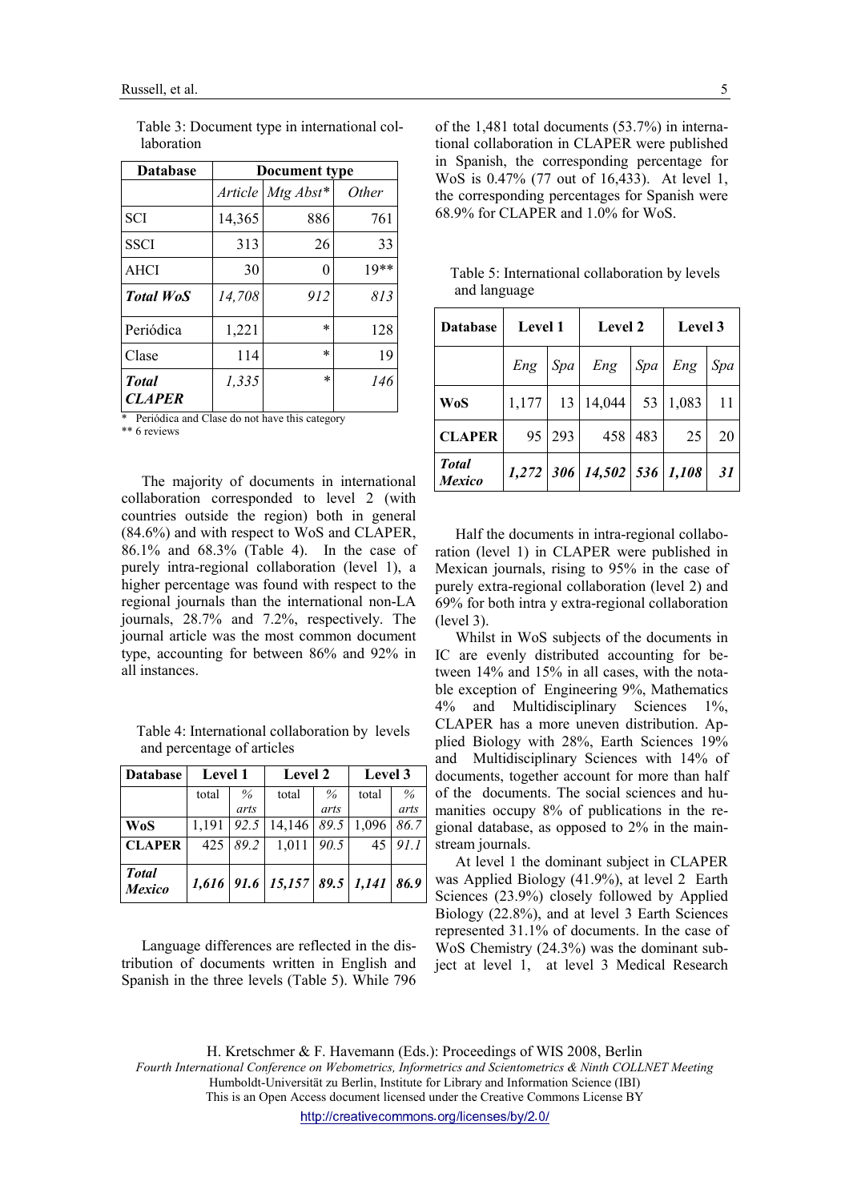Table 3: Document type in international collaboration

| Database | Document type | | |
|---|---|---|---|
| | *Article* | *Mtg Abst\** | *Other* |
| SCI | 14,365 | 886 | 761 |
| SSCI | 313 | 26 | 33 |
| AHCI | 30 | 0 | 19** |
| ***Total WoS*** | *14,708* | *912* | *813* |
| Periódica | 1,221 | * | 128 |
| Clase | 114 | * | 19 |
| ***Total CLAPER*** | *1,335* | * | *146* |

\* Periódica and Clase do not have this category

** 6 reviews

The majority of documents in international collaboration corresponded to level 2 (with countries outside the region) both in general (84.6%) and with respect to WoS and CLAPER, 86.1% and 68.3% (Table 4). In the case of purely intra-regional collaboration (level 1), a higher percentage was found with respect to the regional journals than the international non-LA journals, 28.7% and 7.2%, respectively. The journal article was the most common document type, accounting for between 86% and 92% in all instances.

Table 4: International collaboration by levels and percentage of articles

| Database | Level 1 | | Level 2 | | Level 3 | |
|---|---|---|---|---|---|---|
| | total | *% arts* | total | *% arts* | total | *% arts* |
| **WoS** | 1,191 | *92.5* | 14,146 | *89.5* | 1,096 | *86.7* |
| **CLAPER** | 425 | *89.2* | 1,011 | *90.5* | 45 | *91.1* |
| ***Total Mexico*** | ***1,616*** | ***91.6*** | ***15,157*** | ***89.5*** | ***1,141*** | ***86.9*** |

Language differences are reflected in the distribution of documents written in English and Spanish in the three levels (Table 5). While 796 of the 1,481 total documents (53.7%) in international collaboration in CLAPER were published in Spanish, the corresponding percentage for WoS is 0.47% (77 out of 16,433). At level 1, the corresponding percentages for Spanish were 68.9% for CLAPER and 1.0% for WoS.

Table 5: International collaboration by levels and language

| Database | Level 1 | | Level 2 | | Level 3 | |
|---|---|---|---|---|---|---|
| | *Eng* | *Spa* | *Eng* | *Spa* | *Eng* | *Spa* |
| **WoS** | 1,177 | 13 | 14,044 | 53 | 1,083 | 11 |
| **CLAPER** | 95 | 293 | 458 | 483 | 25 | 20 |
| ***Total Mexico*** | ***1,272*** | ***306*** | ***14,502*** | ***536*** | ***1,108*** | ***31*** |

Half the documents in intra-regional collaboration (level 1) in CLAPER were published in Mexican journals, rising to 95% in the case of purely extra-regional collaboration (level 2) and 69% for both intra y extra-regional collaboration (level 3).

Whilst in WoS subjects of the documents in IC are evenly distributed accounting for between 14% and 15% in all cases, with the notable exception of Engineering 9%, Mathematics 4% and Multidisciplinary Sciences 1%, CLAPER has a more uneven distribution. Applied Biology with 28%, Earth Sciences 19% and Multidisciplinary Sciences with 14% of documents, together account for more than half of the documents. The social sciences and humanities occupy 8% of publications in the regional database, as opposed to 2% in the mainstream journals.

At level 1 the dominant subject in CLAPER was Applied Biology (41.9%), at level 2 Earth Sciences (23.9%) closely followed by Applied Biology (22.8%), and at level 3 Earth Sciences represented 31.1% of documents. In the case of WoS Chemistry (24.3%) was the dominant subject at level 1, at level 3 Medical Research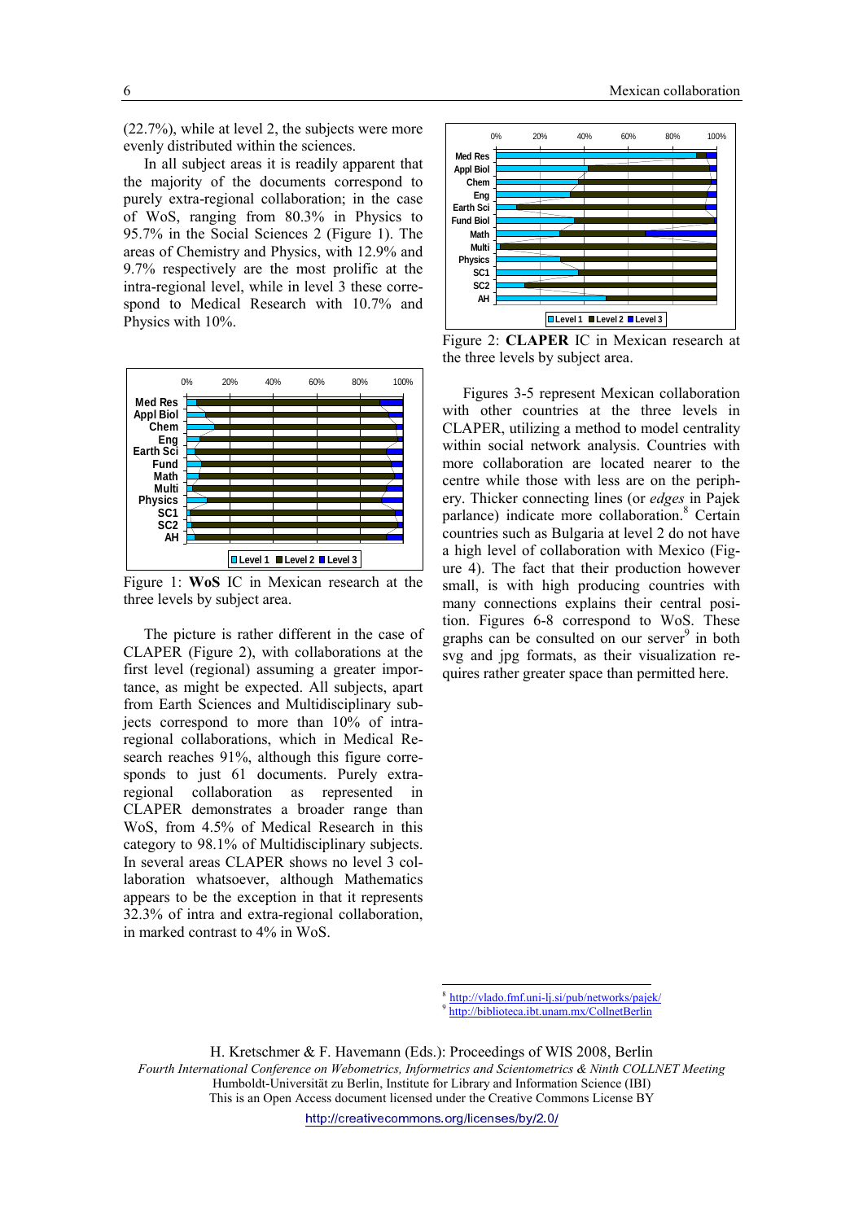(22.7%), while at level 2, the subjects were more evenly distributed within the sciences.

In all subject areas it is readily apparent that the majority of the documents correspond to purely extra-regional collaboration; in the case of WoS, ranging from 80.3% in Physics to 95.7% in the Social Sciences 2 (Figure 1). The areas of Chemistry and Physics, with 12.9% and 9.7% respectively are the most prolific at the intra-regional level, while in level 3 these correspond to Medical Research with 10.7% and Physics with 10%.

Figure 1: **WoS** IC in Mexican research at the three levels by subject area.

The picture is rather different in the case of CLAPER (Figure 2), with collaborations at the first level (regional) assuming a greater importance, as might be expected. All subjects, apart from Earth Sciences and Multidisciplinary subjects correspond to more than 10% of intra-regional collaborations, which in Medical Research reaches 91%, although this figure corresponds to just 61 documents. Purely extra-regional collaboration as represented in CLAPER demonstrates a broader range than WoS, from 4.5% of Medical Research in this category to 98.1% of Multidisciplinary subjects. In several areas CLAPER shows no level 3 collaboration whatsoever, although Mathematics appears to be the exception in that it represents 32.3% of intra and extra-regional collaboration, in marked contrast to 4% in WoS.

Figure 2: **CLAPER** IC in Mexican research at the three levels by subject area.

Figures 3-5 represent Mexican collaboration with other countries at the three levels in CLAPER, utilizing a method to model centrality within social network analysis. Countries with more collaboration are located nearer to the centre while those with less are on the periphery. Thicker connecting lines (or *edges* in Pajek parlance) indicate more collaboration.[8] Certain countries such as Bulgaria at level 2 do not have a high level of collaboration with Mexico (Figure 4). The fact that their production however small, is with high producing countries with many connections explains their central position. Figures 6-8 correspond to WoS. These graphs can be consulted on our server[9] in both svg and jpg formats, as their visualization requires rather greater space than permitted here.

[8] http://vlado.fmf.uni-lj.si/pub/networks/pajek/
[9] http://biblioteca.ibt.unam.mx/CollnetBerlin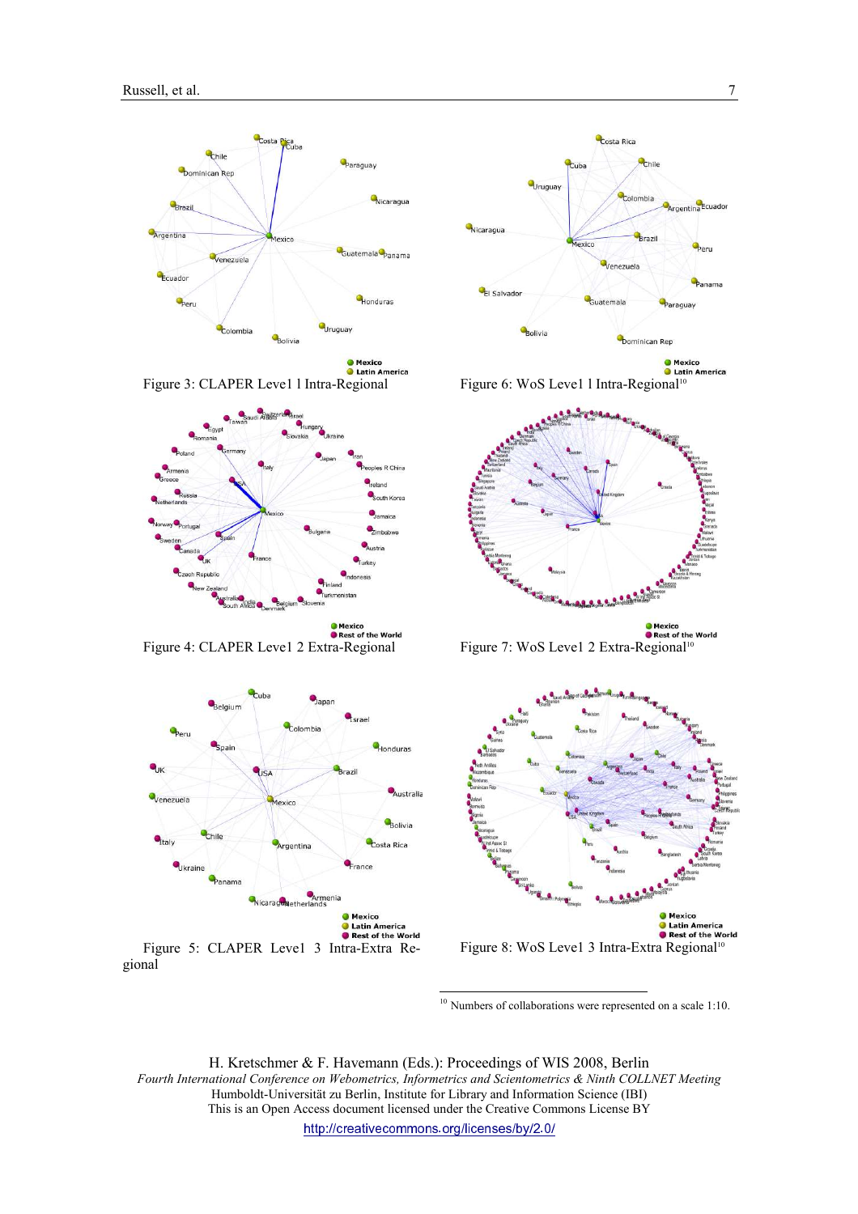Figure 3: CLAPER Level 1 Intra-Regional

Figure 6: WoS Level 1 Intra-Regional[10]

Figure 4: CLAPER Level 2 Extra-Regional

Figure 7: WoS Level 2 Extra-Regional[10]

Figure 5: CLAPER Level 3 Intra-Extra Regional

Figure 8: WoS Level 3 Intra-Extra Regional[10]

[10] Numbers of collaborations were represented on a scale 1:10.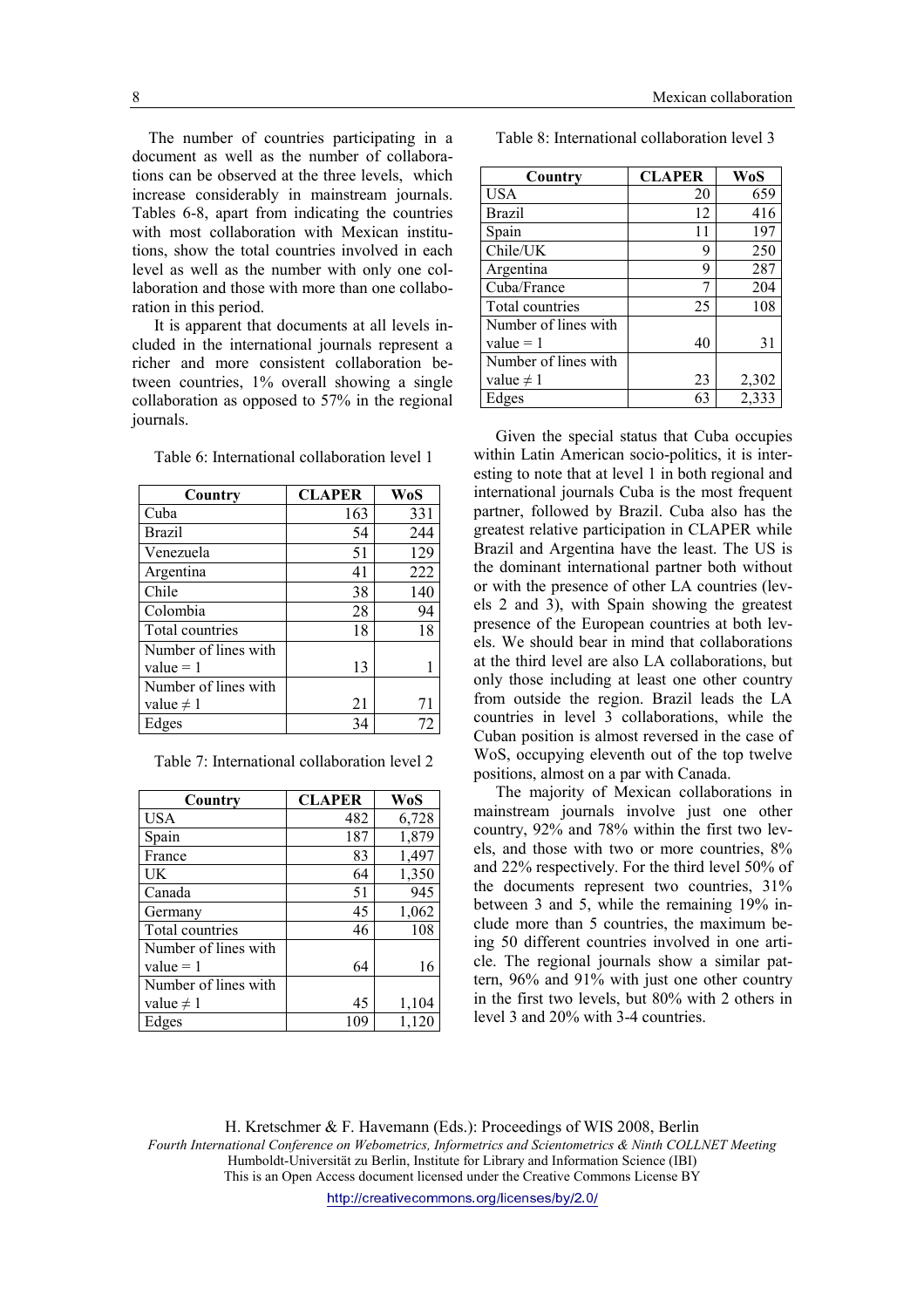The number of countries participating in a document as well as the number of collaborations can be observed at the three levels, which increase considerably in mainstream journals. Tables 6-8, apart from indicating the countries with most collaboration with Mexican institutions, show the total countries involved in each level as well as the number with only one collaboration and those with more than one collaboration in this period.

It is apparent that documents at all levels included in the international journals represent a richer and more consistent collaboration between countries, 1% overall showing a single collaboration as opposed to 57% in the regional journals.

Table 6: International collaboration level 1

| Country | CLAPER | WoS |
|---|---|---|
| Cuba | 163 | 331 |
| Brazil | 54 | 244 |
| Venezuela | 51 | 129 |
| Argentina | 41 | 222 |
| Chile | 38 | 140 |
| Colombia | 28 | 94 |
| Total countries | 18 | 18 |
| Number of lines with value = 1 | 13 | 1 |
| Number of lines with value ≠ 1 | 21 | 71 |
| Edges | 34 | 72 |

Table 7: International collaboration level 2

| Country | CLAPER | WoS |
|---|---|---|
| USA | 482 | 6,728 |
| Spain | 187 | 1,879 |
| France | 83 | 1,497 |
| UK | 64 | 1,350 |
| Canada | 51 | 945 |
| Germany | 45 | 1,062 |
| Total countries | 46 | 108 |
| Number of lines with value = 1 | 64 | 16 |
| Number of lines with value ≠ 1 | 45 | 1,104 |
| Edges | 109 | 1,120 |

Table 8: International collaboration level 3

| Country | CLAPER | WoS |
|---|---|---|
| USA | 20 | 659 |
| Brazil | 12 | 416 |
| Spain | 11 | 197 |
| Chile/UK | 9 | 250 |
| Argentina | 9 | 287 |
| Cuba/France | 7 | 204 |
| Total countries | 25 | 108 |
| Number of lines with value = 1 | 40 | 31 |
| Number of lines with value ≠ 1 | 23 | 2,302 |
| Edges | 63 | 2,333 |

Given the special status that Cuba occupies within Latin American socio-politics, it is interesting to note that at level 1 in both regional and international journals Cuba is the most frequent partner, followed by Brazil. Cuba also has the greatest relative participation in CLAPER while Brazil and Argentina have the least. The US is the dominant international partner both without or with the presence of other LA countries (levels 2 and 3), with Spain showing the greatest presence of the European countries at both levels. We should bear in mind that collaborations at the third level are also LA collaborations, but only those including at least one other country from outside the region. Brazil leads the LA countries in level 3 collaborations, while the Cuban position is almost reversed in the case of WoS, occupying eleventh out of the top twelve positions, almost on a par with Canada.

The majority of Mexican collaborations in mainstream journals involve just one other country, 92% and 78% within the first two levels, and those with two or more countries, 8% and 22% respectively. For the third level 50% of the documents represent two countries, 31% between 3 and 5, while the remaining 19% include more than 5 countries, the maximum being 50 different countries involved in one article. The regional journals show a similar pattern, 96% and 91% with just one other country in the first two levels, but 80% with 2 others in level 3 and 20% with 3-4 countries.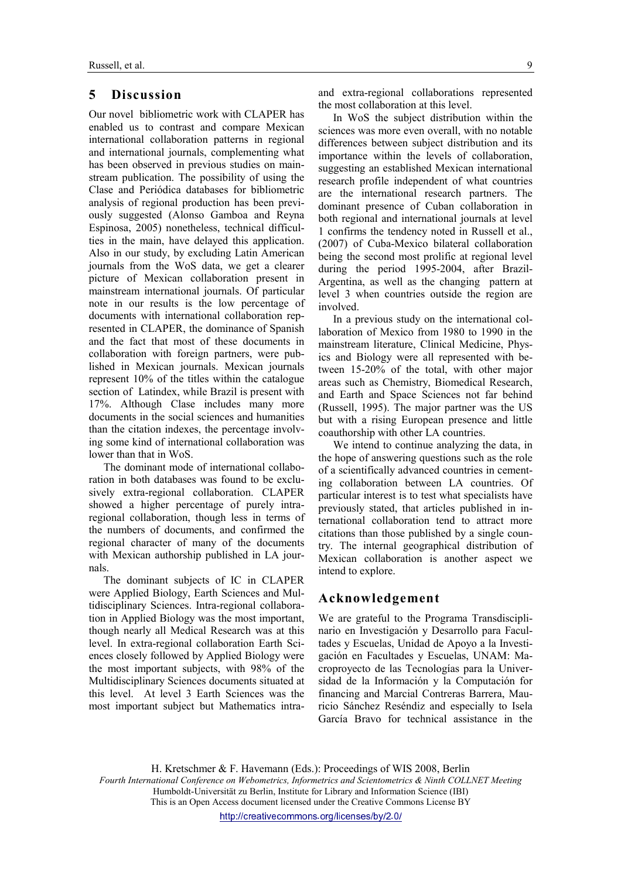## 5 Discussion

Our novel bibliometric work with CLAPER has enabled us to contrast and compare Mexican international collaboration patterns in regional and international journals, complementing what has been observed in previous studies on mainstream publication. The possibility of using the Clase and Periódica databases for bibliometric analysis of regional production has been previously suggested (Alonso Gamboa and Reyna Espinosa, 2005) nonetheless, technical difficulties in the main, have delayed this application. Also in our study, by excluding Latin American journals from the WoS data, we get a clearer picture of Mexican collaboration present in mainstream international journals. Of particular note in our results is the low percentage of documents with international collaboration represented in CLAPER, the dominance of Spanish and the fact that most of these documents in collaboration with foreign partners, were published in Mexican journals. Mexican journals represent 10% of the titles within the catalogue section of Latindex, while Brazil is present with 17%. Although Clase includes many more documents in the social sciences and humanities than the citation indexes, the percentage involving some kind of international collaboration was lower than that in WoS.

The dominant mode of international collaboration in both databases was found to be exclusively extra-regional collaboration. CLAPER showed a higher percentage of purely intra-regional collaboration, though less in terms of the numbers of documents, and confirmed the regional character of many of the documents with Mexican authorship published in LA journals.

The dominant subjects of IC in CLAPER were Applied Biology, Earth Sciences and Multidisciplinary Sciences. Intra-regional collaboration in Applied Biology was the most important, though nearly all Medical Research was at this level. In extra-regional collaboration Earth Sciences closely followed by Applied Biology were the most important subjects, with 98% of the Multidisciplinary Sciences documents situated at this level. At level 3 Earth Sciences was the most important subject but Mathematics intra- and extra-regional collaborations represented the most collaboration at this level.

In WoS the subject distribution within the sciences was more even overall, with no notable differences between subject distribution and its importance within the levels of collaboration, suggesting an established Mexican international research profile independent of what countries are the international research partners. The dominant presence of Cuban collaboration in both regional and international journals at level 1 confirms the tendency noted in Russell et al., (2007) of Cuba-Mexico bilateral collaboration being the second most prolific at regional level during the period 1995-2004, after Brazil-Argentina, as well as the changing pattern at level 3 when countries outside the region are involved.

In a previous study on the international collaboration of Mexico from 1980 to 1990 in the mainstream literature, Clinical Medicine, Physics and Biology were all represented with between 15-20% of the total, with other major areas such as Chemistry, Biomedical Research, and Earth and Space Sciences not far behind (Russell, 1995). The major partner was the US but with a rising European presence and little coauthorship with other LA countries.

We intend to continue analyzing the data, in the hope of answering questions such as the role of a scientifically advanced countries in cementing collaboration between LA countries. Of particular interest is to test what specialists have previously stated, that articles published in international collaboration tend to attract more citations than those published by a single country. The internal geographical distribution of Mexican collaboration is another aspect we intend to explore.

## Acknowledgement

We are grateful to the Programa Transdisciplinario en Investigación y Desarrollo para Facultades y Escuelas, Unidad de Apoyo a la Investigación en Facultades y Escuelas, UNAM: Macroproyecto de las Tecnologías para la Universidad de la Información y la Computación for financing and Marcial Contreras Barrera, Mauricio Sánchez Reséndiz and especially to Isela García Bravo for technical assistance in the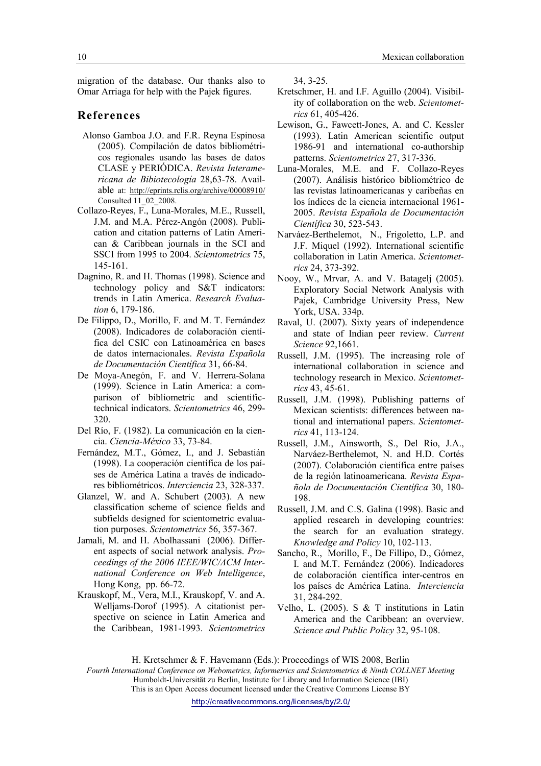migration of the database. Our thanks also to Omar Arriaga for help with the Pajek figures.

## References

Alonso Gamboa J.O. and F.R. Reyna Espinosa (2005). Compilación de datos bibliométricos regionales usando las bases de datos CLASE y PERIÓDICA. *Revista Interamericana de Bibiotecología* 28,63-78. Available at: http://eprints.rclis.org/archive/00008910/ Consulted 11_02_2008.

Collazo-Reyes, F., Luna-Morales, M.E., Russell, J.M. and M.A. Pérez-Angón (2008). Publication and citation patterns of Latin American & Caribbean journals in the SCI and SSCI from 1995 to 2004. *Scientometrics* 75, 145-161.

Dagnino, R. and H. Thomas (1998). Science and technology policy and S&T indicators: trends in Latin America. *Research Evaluation* 6, 179-186.

De Filippo, D., Morillo, F. and M. T. Fernández (2008). Indicadores de colaboración científica del CSIC con Latinoamérica en bases de datos internacionales. *Revista Española de Documentación Científica* 31, 66-84.

De Moya-Anegón, F. and V. Herrera-Solana (1999). Science in Latin America: a comparison of bibliometric and scientific-technical indicators. *Scientometrics* 46, 299-320.

Del Río, F. (1982). La comunicación en la ciencia. *Ciencia-México* 33, 73-84.

Fernández, M.T., Gómez, I., and J. Sebastián (1998). La cooperación científica de los países de América Latina a través de indicadores bibliométricos. *Interciencia* 23, 328-337.

Glanzel, W. and A. Schubert (2003). A new classification scheme of science fields and subfields designed for scientometric evaluation purposes. *Scientometrics* 56, 357-367.

Jamali, M. and H. Abolhassani (2006). Different aspects of social network analysis. *Proceedings of the 2006 IEEE/WIC/ACM International Conference on Web Intelligence*, Hong Kong, pp. 66-72.

Krauskopf, M., Vera, M.I., Krauskopf, V. and A. Welljams-Dorof (1995). A citationist perspective on science in Latin America and the Caribbean, 1981-1993. *Scientometrics* 34, 3-25.

Kretschmer, H. and I.F. Aguillo (2004). Visibility of collaboration on the web. *Scientometrics* 61, 405-426.

Lewison, G., Fawcett-Jones, A. and C. Kessler (1993). Latin American scientific output 1986-91 and international co-authorship patterns. *Scientometrics* 27, 317-336.

Luna-Morales, M.E. and F. Collazo-Reyes (2007). Análisis histórico bibliométrico de las revistas latinoamericanas y caribeñas en los índices de la ciencia internacional 1961-2005. *Revista Española de Documentación Científica* 30, 523-543.

Narváez-Berthelemot, N., Frigoletto, L.P. and J.F. Miquel (1992). International scientific collaboration in Latin America. *Scientometrics* 24, 373-392.

Nooy, W., Mrvar, A. and V. Batagelj (2005). Exploratory Social Network Analysis with Pajek, Cambridge University Press, New York, USA. 334p.

Raval, U. (2007). Sixty years of independence and state of Indian peer review. *Current Science* 92,1661.

Russell, J.M. (1995). The increasing role of international collaboration in science and technology research in Mexico. *Scientometrics* 43, 45-61.

Russell, J.M. (1998). Publishing patterns of Mexican scientists: differences between national and international papers. *Scientometrics* 41, 113-124.

Russell, J.M., Ainsworth, S., Del Río, J.A., Narváez-Berthelemot, N. and H.D. Cortés (2007). Colaboración científica entre países de la región latinoamericana. *Revista Española de Documentación Científica* 30, 180-198.

Russell, J.M. and C.S. Galina (1998). Basic and applied research in developing countries: the search for an evaluation strategy. *Knowledge and Policy* 10, 102-113.

Sancho, R., Morillo, F., De Fillipo, D., Gómez, I. and M.T. Fernández (2006). Indicadores de colaboración científica inter-centros en los países de América Latina. *Interciencia* 31, 284-292.

Velho, L. (2005). S & T institutions in Latin America and the Caribbean: an overview. *Science and Public Policy* 32, 95-108.